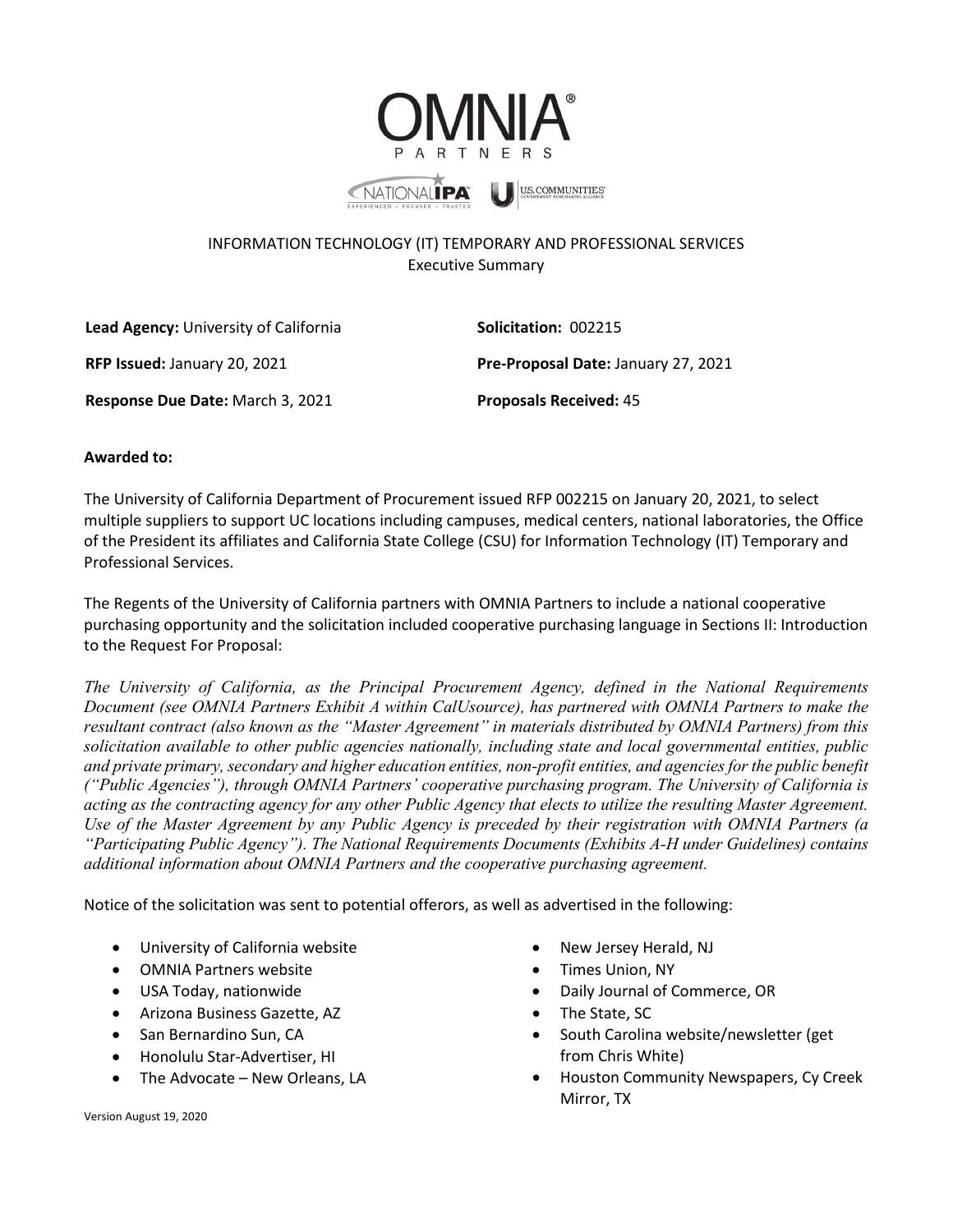# OMNIA PARTNERS

NATIONAL IPA | U.S. COMMUNITIES

## INFORMATION TECHNOLOGY (IT) TEMPORARY AND PROFESSIONAL SERVICES
### Executive Summary

**Lead Agency:** University of California

**Solicitation:** 002215

**RFP Issued:** January 20, 2021

**Pre-Proposal Date:** January 27, 2021

**Response Due Date:** March 3, 2021

**Proposals Received:** 45

**Awarded to:**

The University of California Department of Procurement issued RFP 002215 on January 20, 2021, to select multiple suppliers to support UC locations including campuses, medical centers, national laboratories, the Office of the President its affiliates and California State College (CSU) for Information Technology (IT) Temporary and Professional Services.

The Regents of the University of California partners with OMNIA Partners to include a national cooperative purchasing opportunity and the solicitation included cooperative purchasing language in Sections II: Introduction to the Request For Proposal:

*The University of California, as the Principal Procurement Agency, defined in the National Requirements Document (see OMNIA Partners Exhibit A within CalUsource), has partnered with OMNIA Partners to make the resultant contract (also known as the "Master Agreement" in materials distributed by OMNIA Partners) from this solicitation available to other public agencies nationally, including state and local governmental entities, public and private primary, secondary and higher education entities, non-profit entities, and agencies for the public benefit ("Public Agencies"), through OMNIA Partners' cooperative purchasing program. The University of California is acting as the contracting agency for any other Public Agency that elects to utilize the resulting Master Agreement. Use of the Master Agreement by any Public Agency is preceded by their registration with OMNIA Partners (a "Participating Public Agency"). The National Requirements Documents (Exhibits A-H under Guidelines) contains additional information about OMNIA Partners and the cooperative purchasing agreement.*

Notice of the solicitation was sent to potential offerors, as well as advertised in the following:

- University of California website
- OMNIA Partners website
- USA Today, nationwide
- Arizona Business Gazette, AZ
- San Bernardino Sun, CA
- Honolulu Star-Advertiser, HI
- The Advocate – New Orleans, LA
- New Jersey Herald, NJ
- Times Union, NY
- Daily Journal of Commerce, OR
- The State, SC
- South Carolina website/newsletter (get from Chris White)
- Houston Community Newspapers, Cy Creek Mirror, TX

Version August 19, 2020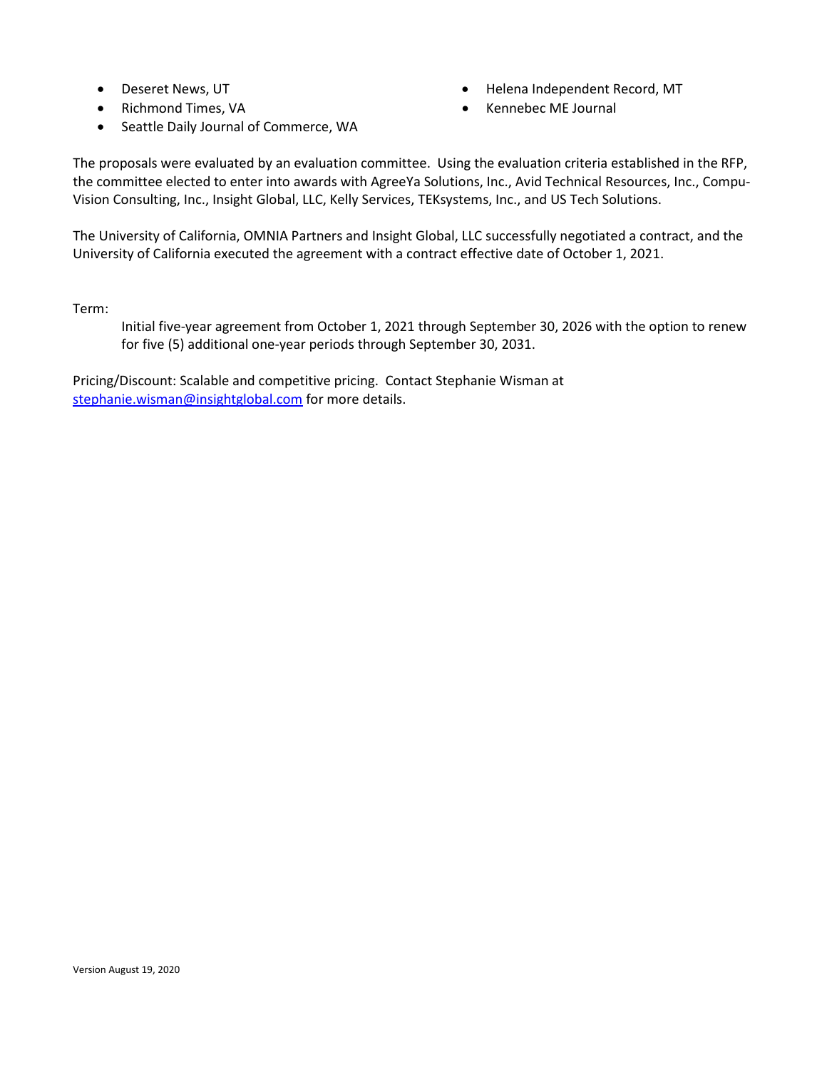- Deseret News, UT
- Richmond Times, VA
- Seattle Daily Journal of Commerce, WA
- Helena Independent Record, MT
- Kennebec ME Journal

The proposals were evaluated by an evaluation committee. Using the evaluation criteria established in the RFP, the committee elected to enter into awards with AgreeYa Solutions, Inc., Avid Technical Resources, Inc., Compu-Vision Consulting, Inc., Insight Global, LLC, Kelly Services, TEKsystems, Inc., and US Tech Solutions.

The University of California, OMNIA Partners and Insight Global, LLC successfully negotiated a contract, and the University of California executed the agreement with a contract effective date of October 1, 2021.

Term:

Initial five-year agreement from October 1, 2021 through September 30, 2026 with the option to renew for five (5) additional one-year periods through September 30, 2031.

Pricing/Discount: Scalable and competitive pricing. Contact Stephanie Wisman at stephanie.wisman@insightglobal.com for more details.

Version August 19, 2020